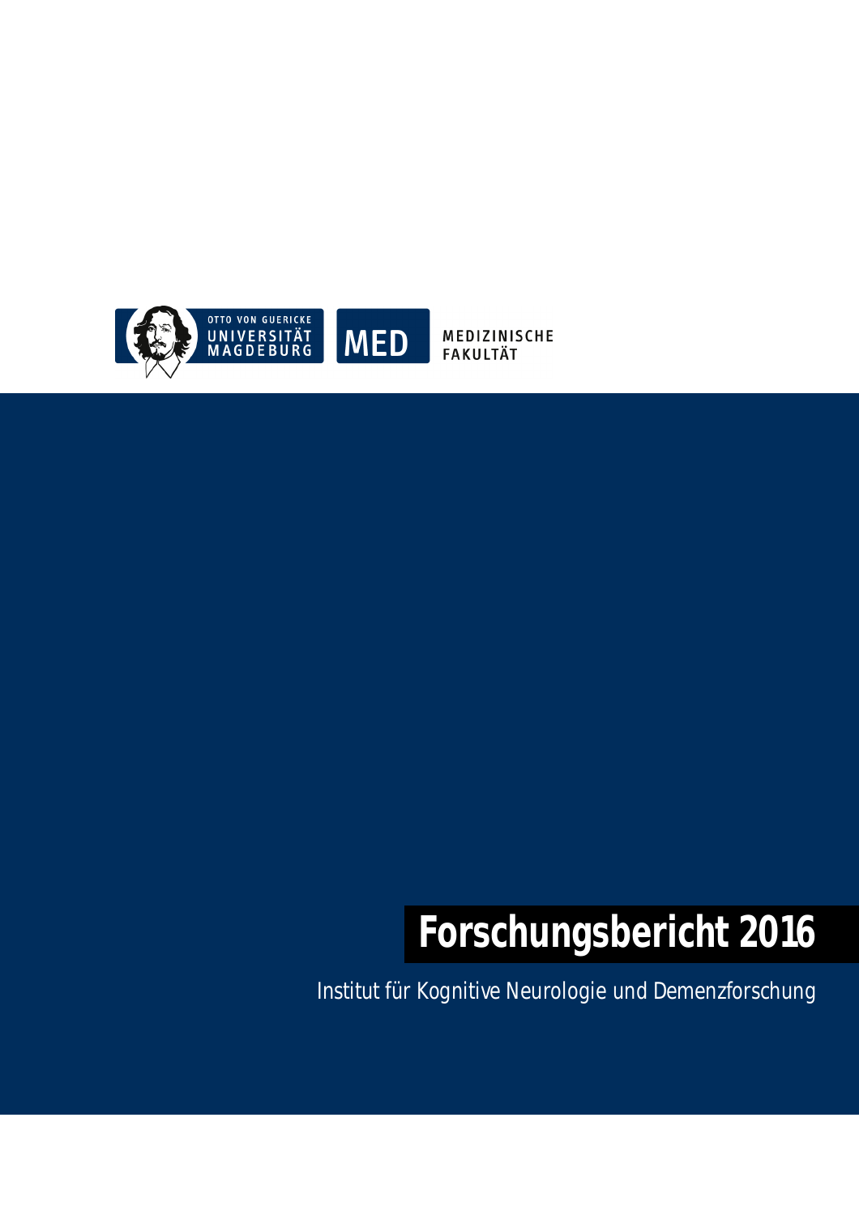OTTO VON GUERICKE
UNIVERSITÄT
MAGDEBURG

MED

MEDIZINISCHE
FAKULTÄT

# Forschungsbericht 2016

Institut für Kognitive Neurologie und Demenzforschung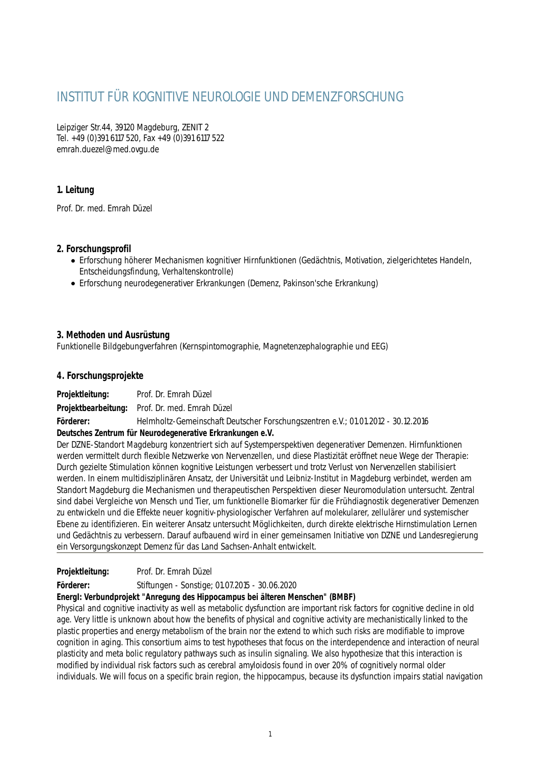# INSTITUT FÜR KOGNITIVE NEUROLOGIE UND DEMENZFORSCHUNG

Leipziger Str.44, 39120 Magdeburg, ZENIT 2
Tel. +49 (0)391 6117 520, Fax +49 (0)391 6117 522
emrah.duezel@med.ovgu.de

## 1. Leitung

Prof. Dr. med. Emrah Düzel

## 2. Forschungsprofil

- Erforschung höherer Mechanismen kognitiver Hirnfunktionen (Gedächtnis, Motivation, zielgerichtetes Handeln, Entscheidungsfindung, Verhaltenskontrolle)
- Erforschung neurodegenerativer Erkrankungen (Demenz, Pakinson'sche Erkrankung)

## 3. Methoden und Ausrüstung

Funktionelle Bildgebungverfahren (Kernspintomographie, Magnetenzephalographie und EEG)

## 4. Forschungsprojekte

**Projektleitung:** Prof. Dr. Emrah Düzel
**Projektbearbeitung:** Prof. Dr. med. Emrah Düzel
**Förderer:** Helmholtz-Gemeinschaft Deutscher Forschungszentren e.V.; 01.01.2012 - 30.12.2016

**Deutsches Zentrum für Neurodegenerative Erkrankungen e.V.**

Der DZNE-Standort Magdeburg konzentriert sich auf Systemperspektiven degenerativer Demenzen. Hirnfunktionen werden vermittelt durch flexible Netzwerke von Nervenzellen, und diese Plastizität eröffnet neue Wege der Therapie: Durch gezielte Stimulation können kognitive Leistungen verbessert und trotz Verlust von Nervenzellen stabilisiert werden. In einem multidisziplinären Ansatz, der Universität und Leibniz-Institut in Magdeburg verbindet, werden am Standort Magdeburg die Mechanismen und therapeutischen Perspektiven dieser Neuromodulation untersucht. Zentral sind dabei Vergleiche von Mensch und Tier, um funktionelle Biomarker für die Frühdiagnostik degenerativer Demenzen zu entwickeln und die Effekte neuer kognitiv-physiologischer Verfahren auf molekularer, zellulärer und systemischer Ebene zu identifizieren. Ein weiterer Ansatz untersucht Möglichkeiten, durch direkte elektrische Hirnstimulation Lernen und Gedächtnis zu verbessern. Darauf aufbauend wird in einer gemeinsamen Initiative von DZNE und Landesregierung ein Versorgungskonzept Demenz für das Land Sachsen-Anhalt entwickelt.

---

**Projektleitung:** Prof. Dr. Emrah Düzel
**Förderer:** Stiftungen - Sonstige; 01.07.2015 - 30.06.2020

**EnergI: Verbundprojekt "Anregung des Hippocampus bei älteren Menschen" (BMBF)**

Physical and cognitive inactivity as well as metabolic dysfunction are important risk factors for cognitive decline in old age. Very little is unknown about how the benefits of physical and cognitive activity are mechanistically linked to the plastic properties and energy metabolism of the brain nor the extend to which such risks are modifiable to improve cognition in aging. This consortium aims to test hypotheses that focus on the interdependence and interaction of neural plasticity and meta bolic regulatory pathways such as insulin signaling. We also hypothesize that this interaction is modified by individual risk factors such as cerebral amyloidosis found in over 20% of cognitively normal older individuals. We will focus on a specific brain region, the hippocampus, because its dysfunction impairs statial navigation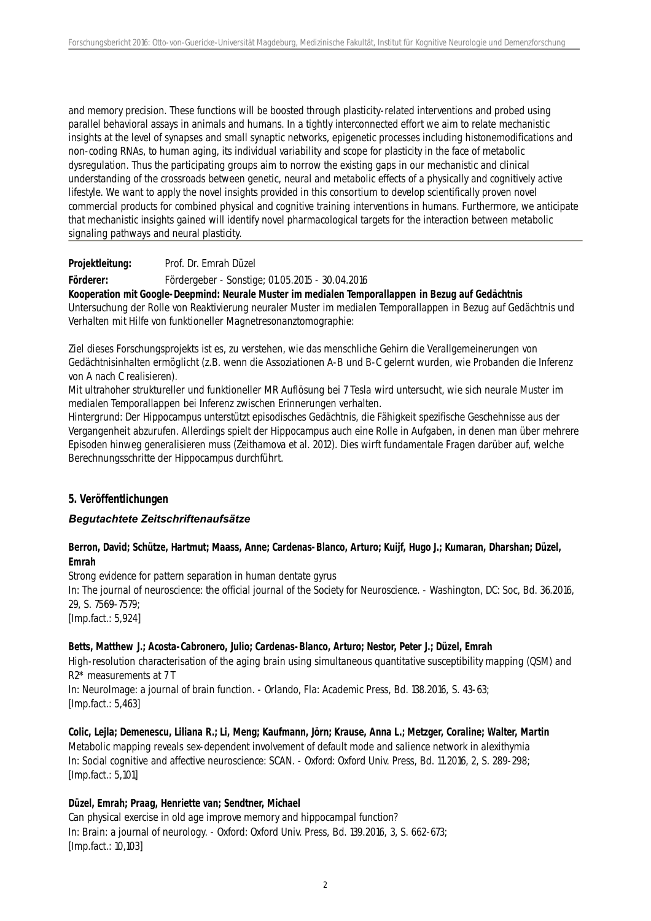and memory precision. These functions will be boosted through plasticity-related interventions and probed using parallel behavioral assays in animals and humans. In a tightly interconnected effort we aim to relate mechanistic insights at the level of synapses and small synaptic networks, epigenetic processes including histonemodifications and non-coding RNAs, to human aging, its individual variability and scope for plasticity in the face of metabolic dysregulation. Thus the participating groups aim to norrow the existing gaps in our mechanistic and clinical understanding of the crossroads between genetic, neural and metabolic effects of a physically and cognitively active lifestyle. We want to apply the novel insights provided in this consortium to develop scientifically proven novel commercial products for combined physical and cognitive training interventions in humans. Furthermore, we anticipate that mechanistic insights gained will identify novel pharmacological targets for the interaction between metabolic signaling pathways and neural plasticity.

**Projektleitung:** Prof. Dr. Emrah Düzel

**Förderer:** Fördergeber - Sonstige; 01.05.2015 - 30.04.2016

**Kooperation mit Google-Deepmind: Neurale Muster im medialen Temporallappen in Bezug auf Gedächtnis**

Untersuchung der Rolle von Reaktivierung neuraler Muster im medialen Temporallappen in Bezug auf Gedächtnis und Verhalten mit Hilfe von funktioneller Magnetresonanztomographie:

Ziel dieses Forschungsprojekts ist es, zu verstehen, wie das menschliche Gehirn die Verallgemeinerungen von Gedächtnisinhalten ermöglicht (z.B. wenn die Assoziationen A-B und B-C gelernt wurden, wie Probanden die Inferenz von A nach C realisieren).

Mit ultrahoher struktureller und funktioneller MR Auflösung bei 7 Tesla wird untersucht, wie sich neurale Muster im medialen Temporallappen bei Inferenz zwischen Erinnerungen verhalten.

Hintergrund: Der Hippocampus unterstützt episodisches Gedächtnis, die Fähigkeit spezifische Geschehnisse aus der Vergangenheit abzurufen. Allerdings spielt der Hippocampus auch eine Rolle in Aufgaben, in denen man über mehrere Episoden hinweg generalisieren muss (Zeithamova et al. 2012). Dies wirft fundamentale Fragen darüber auf, welche Berechnungsschritte der Hippocampus durchführt.

## 5. Veröffentlichungen

### *Begutachtete Zeitschriftenaufsätze*

**Berron, David; Schütze, Hartmut; Maass, Anne; Cardenas-Blanco, Arturo; Kuijf, Hugo J.; Kumaran, Dharshan; Düzel, Emrah**

Strong evidence for pattern separation in human dentate gyrus

In: The journal of neuroscience: the official journal of the Society for Neuroscience. - Washington, DC: Soc, Bd. 36.2016, 29, S. 7569-7579;

[Imp.fact.: 5,924]

**Betts, Matthew J.; Acosta-Cabronero, Julio; Cardenas-Blanco, Arturo; Nestor, Peter J.; Düzel, Emrah**

High-resolution characterisation of the aging brain using simultaneous quantitative susceptibility mapping (QSM) and R2* measurements at 7 T

In: NeuroImage: a journal of brain function. - Orlando, Fla: Academic Press, Bd. 138.2016, S. 43-63;

[Imp.fact.: 5,463]

**Colic, Lejla; Demenescu, Liliana R.; Li, Meng; Kaufmann, Jörn; Krause, Anna L.; Metzger, Coraline; Walter, Martin**

Metabolic mapping reveals sex-dependent involvement of default mode and salience network in alexithymia

In: Social cognitive and affective neuroscience: SCAN. - Oxford: Oxford Univ. Press, Bd. 11.2016, 2, S. 289-298;

[Imp.fact.: 5,101]

**Düzel, Emrah; Praag, Henriette van; Sendtner, Michael**

Can physical exercise in old age improve memory and hippocampal function?

In: Brain: a journal of neurology. - Oxford: Oxford Univ. Press, Bd. 139.2016, 3, S. 662-673;

[Imp.fact.: 10,103]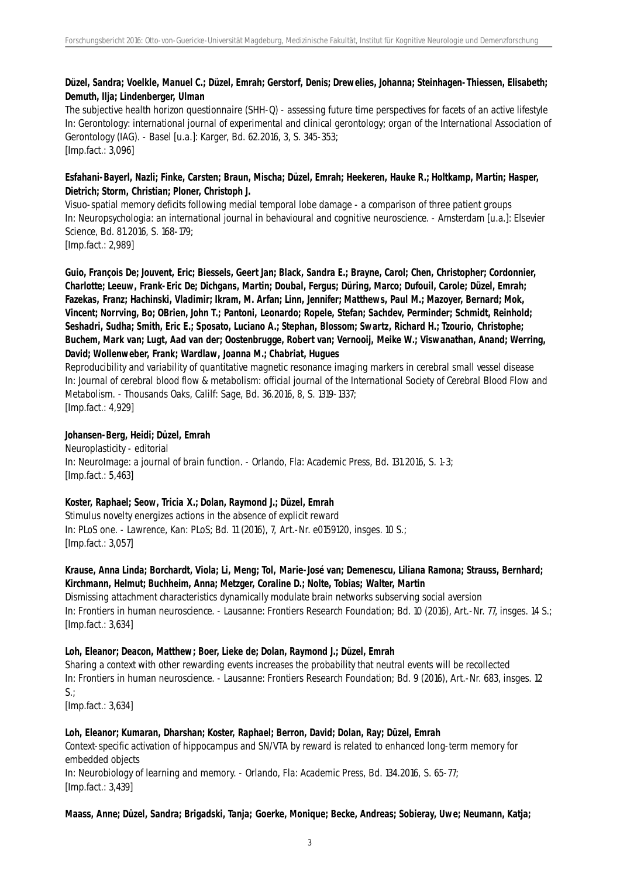**Düzel, Sandra; Voelkle, Manuel C.; Düzel, Emrah; Gerstorf, Denis; Drewelies, Johanna; Steinhagen-Thiessen, Elisabeth; Demuth, Ilja; Lindenberger, Ulman**

The subjective health horizon questionnaire (SHH-Q) - assessing future time perspectives for facets of an active lifestyle
In: Gerontology: international journal of experimental and clinical gerontology; organ of the International Association of Gerontology (IAG). - Basel [u.a.]: Karger, Bd. 62.2016, 3, S. 345-353;
[Imp.fact.: 3,096]

**Esfahani-Bayerl, Nazli; Finke, Carsten; Braun, Mischa; Düzel, Emrah; Heekeren, Hauke R.; Holtkamp, Martin; Hasper, Dietrich; Storm, Christian; Ploner, Christoph J.**

Visuo-spatial memory deficits following medial temporal lobe damage - a comparison of three patient groups
In: Neuropsychologia: an international journal in behavioural and cognitive neuroscience. - Amsterdam [u.a.]: Elsevier Science, Bd. 81.2016, S. 168-179;
[Imp.fact.: 2,989]

**Guio, François De; Jouvent, Eric; Biessels, Geert Jan; Black, Sandra E.; Brayne, Carol; Chen, Christopher; Cordonnier, Charlotte; Leeuw, Frank-Eric De; Dichgans, Martin; Doubal, Fergus; Düring, Marco; Dufouil, Carole; Düzel, Emrah; Fazekas, Franz; Hachinski, Vladimir; Ikram, M. Arfan; Linn, Jennifer; Matthews, Paul M.; Mazoyer, Bernard; Mok, Vincent; Norrving, Bo; OBrien, John T.; Pantoni, Leonardo; Ropele, Stefan; Sachdev, Perminder; Schmidt, Reinhold; Seshadri, Sudha; Smith, Eric E.; Sposato, Luciano A.; Stephan, Blossom; Swartz, Richard H.; Tzourio, Christophe; Buchem, Mark van; Lugt, Aad van der; Oostenbrugge, Robert van; Vernooij, Meike W.; Viswanathan, Anand; Werring, David; Wollenweber, Frank; Wardlaw, Joanna M.; Chabriat, Hugues**

Reproducibility and variability of quantitative magnetic resonance imaging markers in cerebral small vessel disease
In: Journal of cerebral blood flow & metabolism: official journal of the International Society of Cerebral Blood Flow and Metabolism. - Thousands Oaks, Calilf: Sage, Bd. 36.2016, 8, S. 1319-1337;
[Imp.fact.: 4,929]

**Johansen-Berg, Heidi; Düzel, Emrah**

Neuroplasticity - editorial
In: NeuroImage: a journal of brain function. - Orlando, Fla: Academic Press, Bd. 131.2016, S. 1-3;
[Imp.fact.: 5,463]

**Koster, Raphael; Seow, Tricia X.; Dolan, Raymond J.; Düzel, Emrah**

Stimulus novelty energizes actions in the absence of explicit reward
In: PLoS one. - Lawrence, Kan: PLoS; Bd. 11 (2016), 7, Art.-Nr. e0159120, insges. 10 S.;
[Imp.fact.: 3,057]

**Krause, Anna Linda; Borchardt, Viola; Li, Meng; Tol, Marie-José van; Demenescu, Liliana Ramona; Strauss, Bernhard; Kirchmann, Helmut; Buchheim, Anna; Metzger, Coraline D.; Nolte, Tobias; Walter, Martin**

Dismissing attachment characteristics dynamically modulate brain networks subserving social aversion
In: Frontiers in human neuroscience. - Lausanne: Frontiers Research Foundation; Bd. 10 (2016), Art.-Nr. 77, insges. 14 S.;
[Imp.fact.: 3,634]

**Loh, Eleanor; Deacon, Matthew; Boer, Lieke de; Dolan, Raymond J.; Düzel, Emrah**

Sharing a context with other rewarding events increases the probability that neutral events will be recollected
In: Frontiers in human neuroscience. - Lausanne: Frontiers Research Foundation; Bd. 9 (2016), Art.-Nr. 683, insges. 12 S.;
[Imp.fact.: 3,634]

**Loh, Eleanor; Kumaran, Dharshan; Koster, Raphael; Berron, David; Dolan, Ray; Düzel, Emrah**

Context-specific activation of hippocampus and SN/VTA by reward is related to enhanced long-term memory for embedded objects
In: Neurobiology of learning and memory. - Orlando, Fla: Academic Press, Bd. 134.2016, S. 65-77;
[Imp.fact.: 3,439]

**Maass, Anne; Düzel, Sandra; Brigadski, Tanja; Goerke, Monique; Becke, Andreas; Sobieray, Uwe; Neumann, Katja;**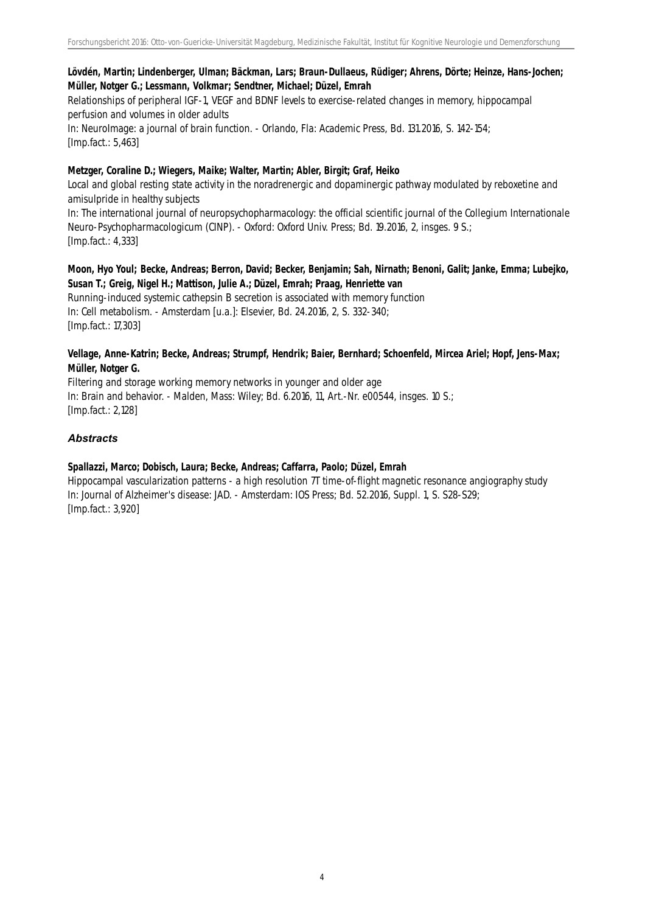**Lövdén, Martin; Lindenberger, Ulman; Bäckman, Lars; Braun-Dullaeus, Rüdiger; Ahrens, Dörte; Heinze, Hans-Jochen; Müller, Notger G.; Lessmann, Volkmar; Sendtner, Michael; Düzel, Emrah**
Relationships of peripheral IGF-1, VEGF and BDNF levels to exercise-related changes in memory, hippocampal perfusion and volumes in older adults
In: NeuroImage: a journal of brain function. - Orlando, Fla: Academic Press, Bd. 131.2016, S. 142-154;
[Imp.fact.: 5,463]

**Metzger, Coraline D.; Wiegers, Maike; Walter, Martin; Abler, Birgit; Graf, Heiko**
Local and global resting state activity in the noradrenergic and dopaminergic pathway modulated by reboxetine and amisulpride in healthy subjects
In: The international journal of neuropsychopharmacology: the official scientific journal of the Collegium Internationale Neuro-Psychopharmacologicum (CINP). - Oxford: Oxford Univ. Press; Bd. 19.2016, 2, insges. 9 S.;
[Imp.fact.: 4,333]

**Moon, Hyo Youl; Becke, Andreas; Berron, David; Becker, Benjamin; Sah, Nirnath; Benoni, Galit; Janke, Emma; Lubejko, Susan T.; Greig, Nigel H.; Mattison, Julie A.; Düzel, Emrah; Praag, Henriette van**
Running-induced systemic cathepsin B secretion is associated with memory function
In: Cell metabolism. - Amsterdam [u.a.]: Elsevier, Bd. 24.2016, 2, S. 332-340;
[Imp.fact.: 17,303]

**Vellage, Anne-Katrin; Becke, Andreas; Strumpf, Hendrik; Baier, Bernhard; Schoenfeld, Mircea Ariel; Hopf, Jens-Max; Müller, Notger G.**
Filtering and storage working memory networks in younger and older age
In: Brain and behavior. - Malden, Mass: Wiley; Bd. 6.2016, 11, Art.-Nr. e00544, insges. 10 S.;
[Imp.fact.: 2,128]

### *Abstracts*

**Spallazzi, Marco; Dobisch, Laura; Becke, Andreas; Caffarra, Paolo; Düzel, Emrah**
Hippocampal vascularization patterns - a high resolution 7T time-of-flight magnetic resonance angiography study
In: Journal of Alzheimer's disease: JAD. - Amsterdam: IOS Press; Bd. 52.2016, Suppl. 1, S. S28-S29;
[Imp.fact.: 3,920]